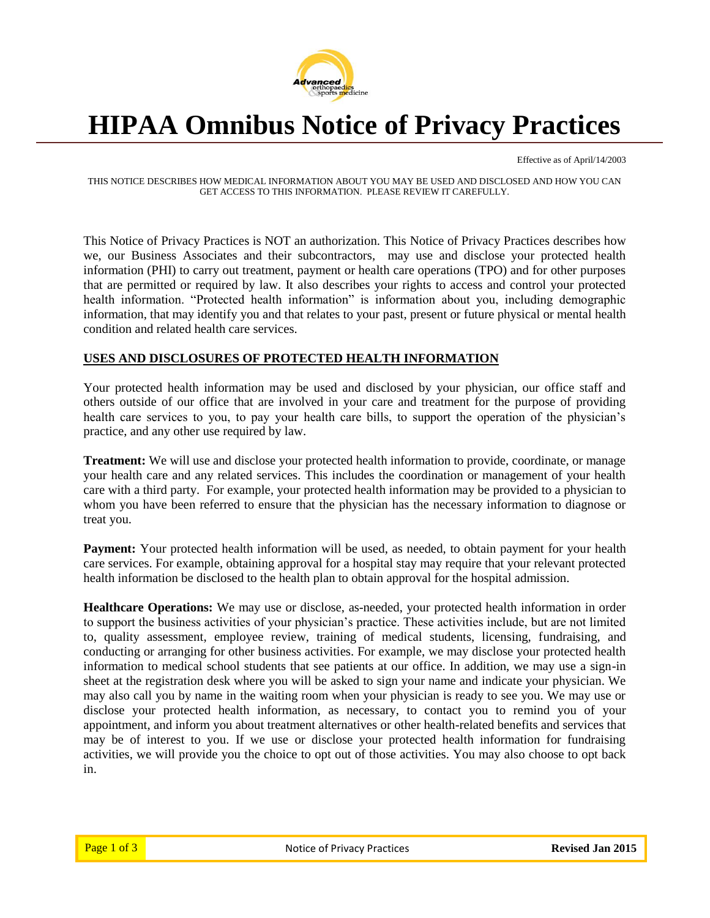# HIPAA Omnibus Notice of Privacy Practices

Effective as of April/14/2003

THIS NOTICE DESCRIBES HOW MEDICAL INFORMATION ABOUT YOU MAY BE USED AND DISCLOSED AND HOW YOU CAN GET ACCESS TO THIS INFORMATION. PLEASE REVIEW IT CAREFULLY.

This Notice of Privacy Practices is NOT an authorization. This Notice of Privacy Practices describes how we, our Business Associates and their subcontractors, may use and disclose your protected health information (PHI) to carry out treatment, payment or health care operations (TPO) and for other purposes that are permitted or required by law. It also describes your rights to access and control your protected health information. "Protected health information" is information about you, including demographic information, that may identify you and that relates to your past, present or future physical or mental health condition and related health care services.

## USES AND DISCLOSURES OF PROTECTED HEALTH INFORMATION

Your protected health information may be used and disclosed by your physician, our office staff and others outside of our office that are involved in your care and treatment for the purpose of providing health care services to you, to pay your health care bills, to support the operation of the physician's practice, and any other use required by law.

**Treatment:** We will use and disclose your protected health information to provide, coordinate, or manage your health care and any related services. This includes the coordination or management of your health care with a third party. For example, your protected health information may be provided to a physician to whom you have been referred to ensure that the physician has the necessary information to diagnose or treat you.

**Payment:** Your protected health information will be used, as needed, to obtain payment for your health care services. For example, obtaining approval for a hospital stay may require that your relevant protected health information be disclosed to the health plan to obtain approval for the hospital admission.

**Healthcare Operations:** We may use or disclose, as-needed, your protected health information in order to support the business activities of your physician's practice. These activities include, but are not limited to, quality assessment, employee review, training of medical students, licensing, fundraising, and conducting or arranging for other business activities. For example, we may disclose your protected health information to medical school students that see patients at our office. In addition, we may use a sign-in sheet at the registration desk where you will be asked to sign your name and indicate your physician. We may also call you by name in the waiting room when your physician is ready to see you. We may use or disclose your protected health information, as necessary, to contact you to remind you of your appointment, and inform you about treatment alternatives or other health-related benefits and services that may be of interest to you. If we use or disclose your protected health information for fundraising activities, we will provide you the choice to opt out of those activities. You may also choose to opt back in.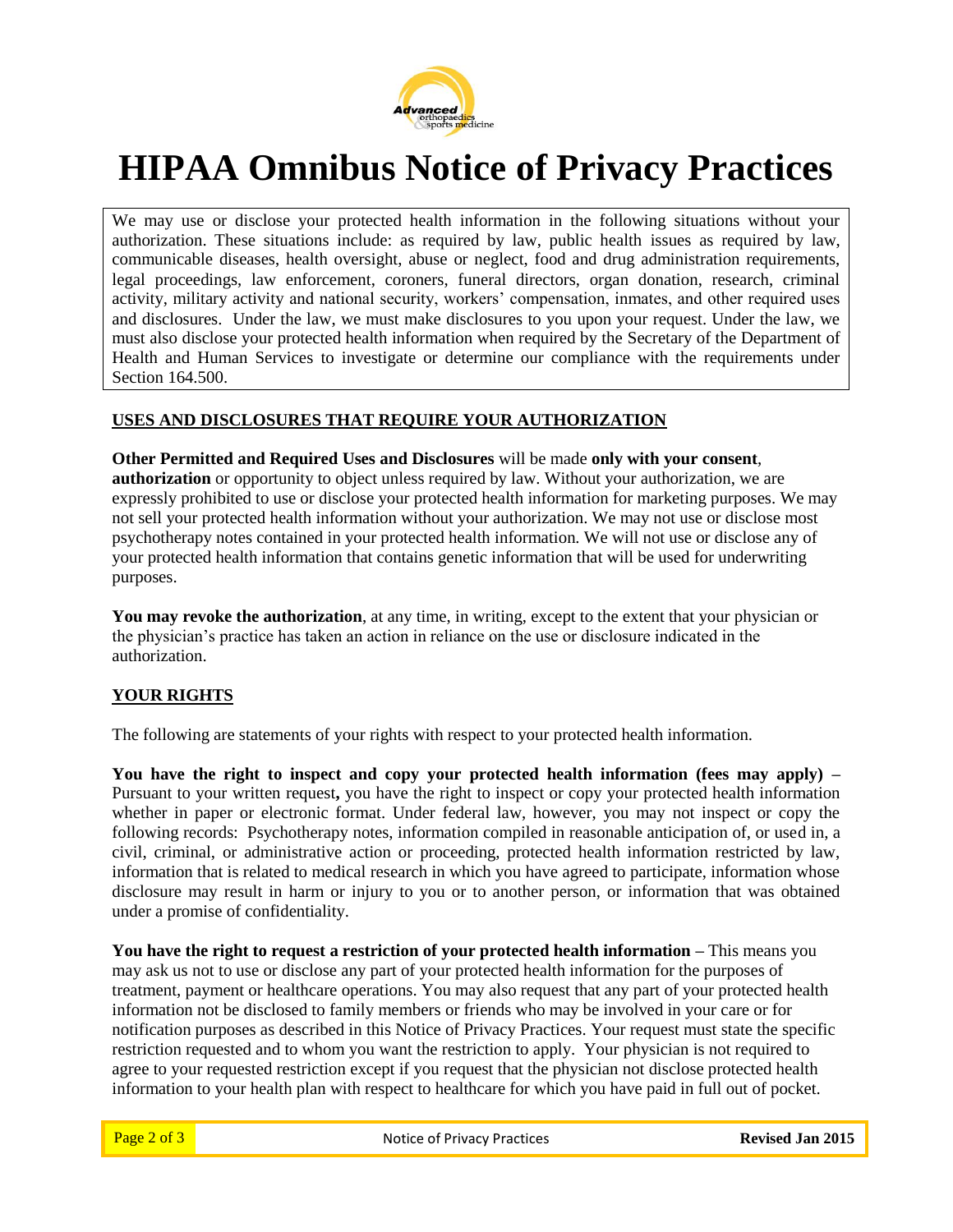# HIPAA Omnibus Notice of Privacy Practices

We may use or disclose your protected health information in the following situations without your authorization. These situations include: as required by law, public health issues as required by law, communicable diseases, health oversight, abuse or neglect, food and drug administration requirements, legal proceedings, law enforcement, coroners, funeral directors, organ donation, research, criminal activity, military activity and national security, workers' compensation, inmates, and other required uses and disclosures. Under the law, we must make disclosures to you upon your request. Under the law, we must also disclose your protected health information when required by the Secretary of the Department of Health and Human Services to investigate or determine our compliance with the requirements under Section 164.500.

## USES AND DISCLOSURES THAT REQUIRE YOUR AUTHORIZATION

**Other Permitted and Required Uses and Disclosures** will be made **only with your consent**, **authorization** or opportunity to object unless required by law. Without your authorization, we are expressly prohibited to use or disclose your protected health information for marketing purposes. We may not sell your protected health information without your authorization. We may not use or disclose most psychotherapy notes contained in your protected health information. We will not use or disclose any of your protected health information that contains genetic information that will be used for underwriting purposes.

**You may revoke the authorization**, at any time, in writing, except to the extent that your physician or the physician's practice has taken an action in reliance on the use or disclosure indicated in the authorization.

## YOUR RIGHTS

The following are statements of your rights with respect to your protected health information.

**You have the right to inspect and copy your protected health information (fees may apply) –** Pursuant to your written request**,** you have the right to inspect or copy your protected health information whether in paper or electronic format. Under federal law, however, you may not inspect or copy the following records: Psychotherapy notes, information compiled in reasonable anticipation of, or used in, a civil, criminal, or administrative action or proceeding, protected health information restricted by law, information that is related to medical research in which you have agreed to participate, information whose disclosure may result in harm or injury to you or to another person, or information that was obtained under a promise of confidentiality.

**You have the right to request a restriction of your protected health information –** This means you may ask us not to use or disclose any part of your protected health information for the purposes of treatment, payment or healthcare operations. You may also request that any part of your protected health information not be disclosed to family members or friends who may be involved in your care or for notification purposes as described in this Notice of Privacy Practices. Your request must state the specific restriction requested and to whom you want the restriction to apply. Your physician is not required to agree to your requested restriction except if you request that the physician not disclose protected health information to your health plan with respect to healthcare for which you have paid in full out of pocket.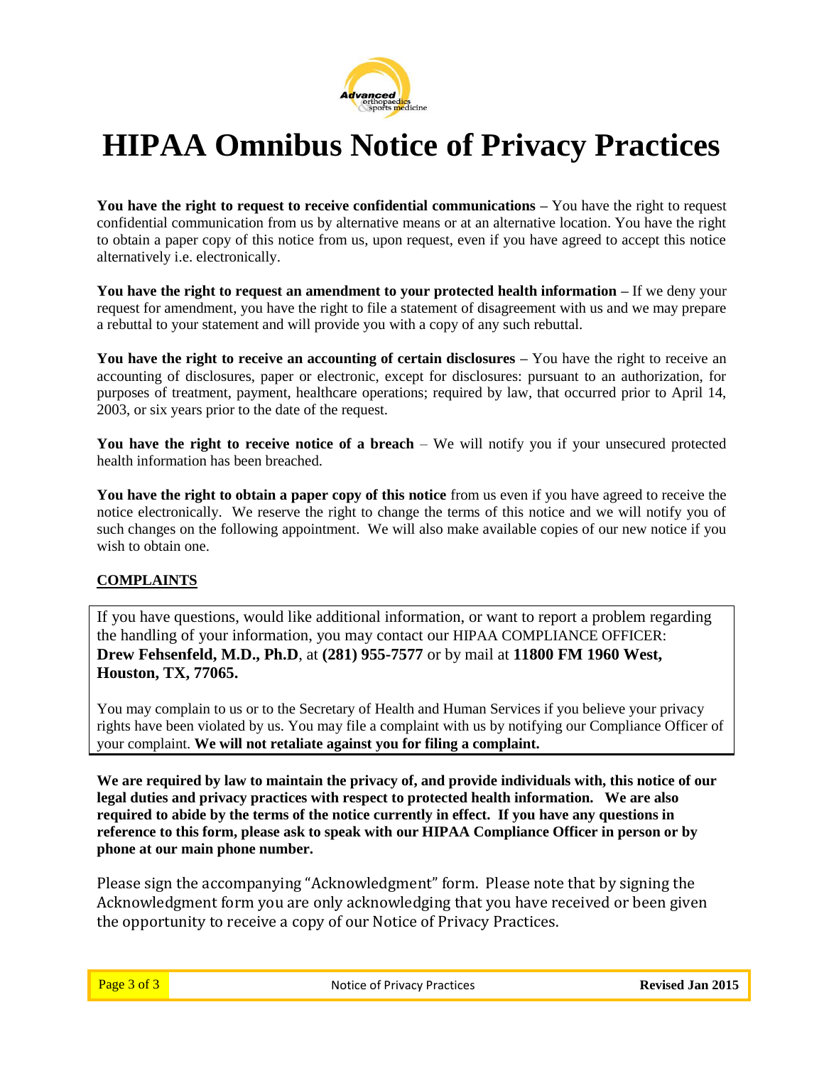# HIPAA Omnibus Notice of Privacy Practices

**You have the right to request to receive confidential communications –** You have the right to request confidential communication from us by alternative means or at an alternative location. You have the right to obtain a paper copy of this notice from us, upon request, even if you have agreed to accept this notice alternatively i.e. electronically.

**You have the right to request an amendment to your protected health information –** If we deny your request for amendment, you have the right to file a statement of disagreement with us and we may prepare a rebuttal to your statement and will provide you with a copy of any such rebuttal.

**You have the right to receive an accounting of certain disclosures –** You have the right to receive an accounting of disclosures, paper or electronic, except for disclosures: pursuant to an authorization, for purposes of treatment, payment, healthcare operations; required by law, that occurred prior to April 14, 2003, or six years prior to the date of the request.

**You have the right to receive notice of a breach** – We will notify you if your unsecured protected health information has been breached.

**You have the right to obtain a paper copy of this notice** from us even if you have agreed to receive the notice electronically. We reserve the right to change the terms of this notice and we will notify you of such changes on the following appointment. We will also make available copies of our new notice if you wish to obtain one.

## COMPLAINTS

If you have questions, would like additional information, or want to report a problem regarding the handling of your information, you may contact our HIPAA COMPLIANCE OFFICER: **Drew Fehsenfeld, M.D., Ph.D**, at **(281) 955-7577** or by mail at **11800 FM 1960 West, Houston, TX, 77065.**

You may complain to us or to the Secretary of Health and Human Services if you believe your privacy rights have been violated by us. You may file a complaint with us by notifying our Compliance Officer of your complaint. **We will not retaliate against you for filing a complaint.**

**We are required by law to maintain the privacy of, and provide individuals with, this notice of our legal duties and privacy practices with respect to protected health information. We are also required to abide by the terms of the notice currently in effect. If you have any questions in reference to this form, please ask to speak with our HIPAA Compliance Officer in person or by phone at our main phone number.**

Please sign the accompanying "Acknowledgment" form. Please note that by signing the Acknowledgment form you are only acknowledging that you have received or been given the opportunity to receive a copy of our Notice of Privacy Practices.